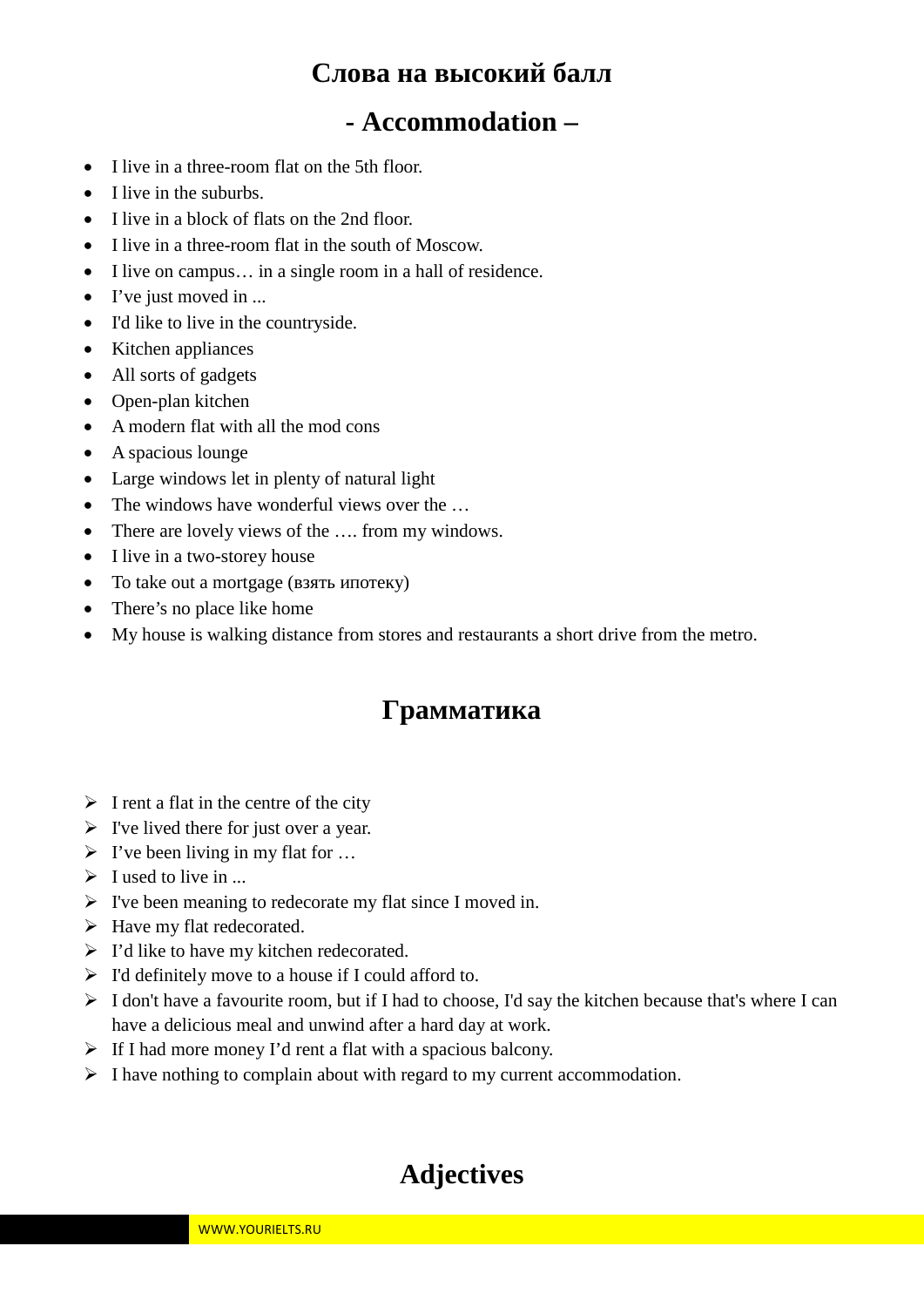# Слова на высокий балл

## - Accommodation –

- I live in a three-room flat on the 5th floor.
- I live in the suburbs.
- I live in a block of flats on the 2nd floor.
- I live in a three-room flat in the south of Moscow.
- I live on campus… in a single room in a hall of residence.
- I've just moved in ...
- I'd like to live in the countryside.
- Kitchen appliances
- All sorts of gadgets
- Open-plan kitchen
- A modern flat with all the mod cons
- A spacious lounge
- Large windows let in plenty of natural light
- The windows have wonderful views over the …
- There are lovely views of the …. from my windows.
- I live in a two-storey house
- To take out a mortgage (взять ипотеку)
- There's no place like home
- My house is walking distance from stores and restaurants a short drive from the metro.

# Грамматика

- I rent a flat in the centre of the city
- I've lived there for just over a year.
- I've been living in my flat for …
- I used to live in ...
- I've been meaning to redecorate my flat since I moved in.
- Have my flat redecorated.
- I'd like to have my kitchen redecorated.
- I'd definitely move to a house if I could afford to.
- I don't have a favourite room, but if I had to choose, I'd say the kitchen because that's where I can have a delicious meal and unwind after a hard day at work.
- If I had more money I'd rent a flat with a spacious balcony.
- I have nothing to complain about with regard to my current accommodation.

# Adjectives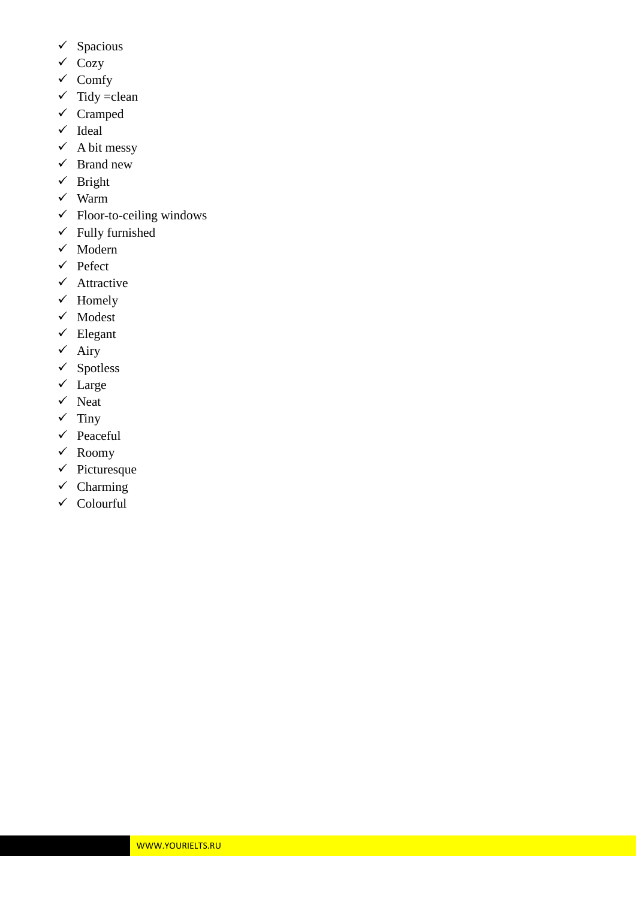- ✓ Spacious
- ✓ Cozy
- ✓ Comfy
- ✓ Tidy =clean
- ✓ Cramped
- ✓ Ideal
- ✓ A bit messy
- ✓ Brand new
- ✓ Bright
- ✓ Warm
- ✓ Floor-to-ceiling windows
- ✓ Fully furnished
- ✓ Modern
- ✓ Pefect
- ✓ Attractive
- ✓ Homely
- ✓ Modest
- ✓ Elegant
- ✓ Airy
- ✓ Spotless
- ✓ Large
- ✓ Neat
- ✓ Tiny
- ✓ Peaceful
- ✓ Roomy
- ✓ Picturesque
- ✓ Charming
- ✓ Colourful